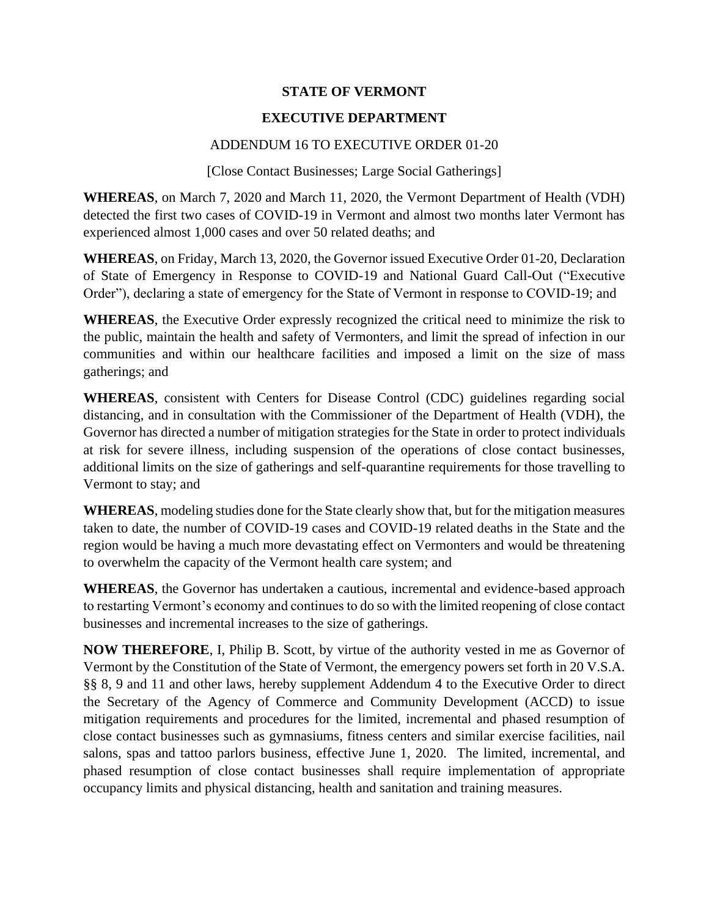**STATE OF VERMONT**

**EXECUTIVE DEPARTMENT**

ADDENDUM 16 TO EXECUTIVE ORDER 01-20

[Close Contact Businesses; Large Social Gatherings]

**WHEREAS**, on March 7, 2020 and March 11, 2020, the Vermont Department of Health (VDH) detected the first two cases of COVID-19 in Vermont and almost two months later Vermont has experienced almost 1,000 cases and over 50 related deaths; and

**WHEREAS**, on Friday, March 13, 2020, the Governor issued Executive Order 01-20, Declaration of State of Emergency in Response to COVID-19 and National Guard Call-Out ("Executive Order"), declaring a state of emergency for the State of Vermont in response to COVID-19; and

**WHEREAS**, the Executive Order expressly recognized the critical need to minimize the risk to the public, maintain the health and safety of Vermonters, and limit the spread of infection in our communities and within our healthcare facilities and imposed a limit on the size of mass gatherings; and

**WHEREAS**, consistent with Centers for Disease Control (CDC) guidelines regarding social distancing, and in consultation with the Commissioner of the Department of Health (VDH), the Governor has directed a number of mitigation strategies for the State in order to protect individuals at risk for severe illness, including suspension of the operations of close contact businesses, additional limits on the size of gatherings and self-quarantine requirements for those travelling to Vermont to stay; and

**WHEREAS**, modeling studies done for the State clearly show that, but for the mitigation measures taken to date, the number of COVID-19 cases and COVID-19 related deaths in the State and the region would be having a much more devastating effect on Vermonters and would be threatening to overwhelm the capacity of the Vermont health care system; and

**WHEREAS**, the Governor has undertaken a cautious, incremental and evidence-based approach to restarting Vermont's economy and continues to do so with the limited reopening of close contact businesses and incremental increases to the size of gatherings.

**NOW THEREFORE**, I, Philip B. Scott, by virtue of the authority vested in me as Governor of Vermont by the Constitution of the State of Vermont, the emergency powers set forth in 20 V.S.A. §§ 8, 9 and 11 and other laws, hereby supplement Addendum 4 to the Executive Order to direct the Secretary of the Agency of Commerce and Community Development (ACCD) to issue mitigation requirements and procedures for the limited, incremental and phased resumption of close contact businesses such as gymnasiums, fitness centers and similar exercise facilities, nail salons, spas and tattoo parlors business, effective June 1, 2020. The limited, incremental, and phased resumption of close contact businesses shall require implementation of appropriate occupancy limits and physical distancing, health and sanitation and training measures.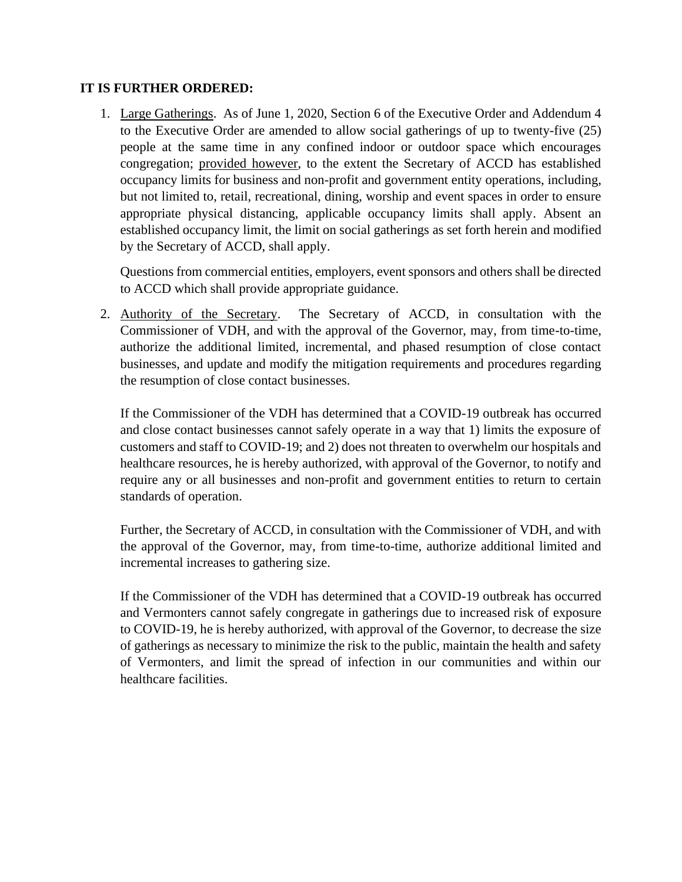**IT IS FURTHER ORDERED:**

1. <u>Large Gatherings</u>. As of June 1, 2020, Section 6 of the Executive Order and Addendum 4 to the Executive Order are amended to allow social gatherings of up to twenty-five (25) people at the same time in any confined indoor or outdoor space which encourages congregation; <u>provided however</u>, to the extent the Secretary of ACCD has established occupancy limits for business and non-profit and government entity operations, including, but not limited to, retail, recreational, dining, worship and event spaces in order to ensure appropriate physical distancing, applicable occupancy limits shall apply. Absent an established occupancy limit, the limit on social gatherings as set forth herein and modified by the Secretary of ACCD, shall apply.

   Questions from commercial entities, employers, event sponsors and others shall be directed to ACCD which shall provide appropriate guidance.

2. <u>Authority of the Secretary</u>. The Secretary of ACCD, in consultation with the Commissioner of VDH, and with the approval of the Governor, may, from time-to-time, authorize the additional limited, incremental, and phased resumption of close contact businesses, and update and modify the mitigation requirements and procedures regarding the resumption of close contact businesses.

   If the Commissioner of the VDH has determined that a COVID-19 outbreak has occurred and close contact businesses cannot safely operate in a way that 1) limits the exposure of customers and staff to COVID-19; and 2) does not threaten to overwhelm our hospitals and healthcare resources, he is hereby authorized, with approval of the Governor, to notify and require any or all businesses and non-profit and government entities to return to certain standards of operation.

   Further, the Secretary of ACCD, in consultation with the Commissioner of VDH, and with the approval of the Governor, may, from time-to-time, authorize additional limited and incremental increases to gathering size.

   If the Commissioner of the VDH has determined that a COVID-19 outbreak has occurred and Vermonters cannot safely congregate in gatherings due to increased risk of exposure to COVID-19, he is hereby authorized, with approval of the Governor, to decrease the size of gatherings as necessary to minimize the risk to the public, maintain the health and safety of Vermonters, and limit the spread of infection in our communities and within our healthcare facilities.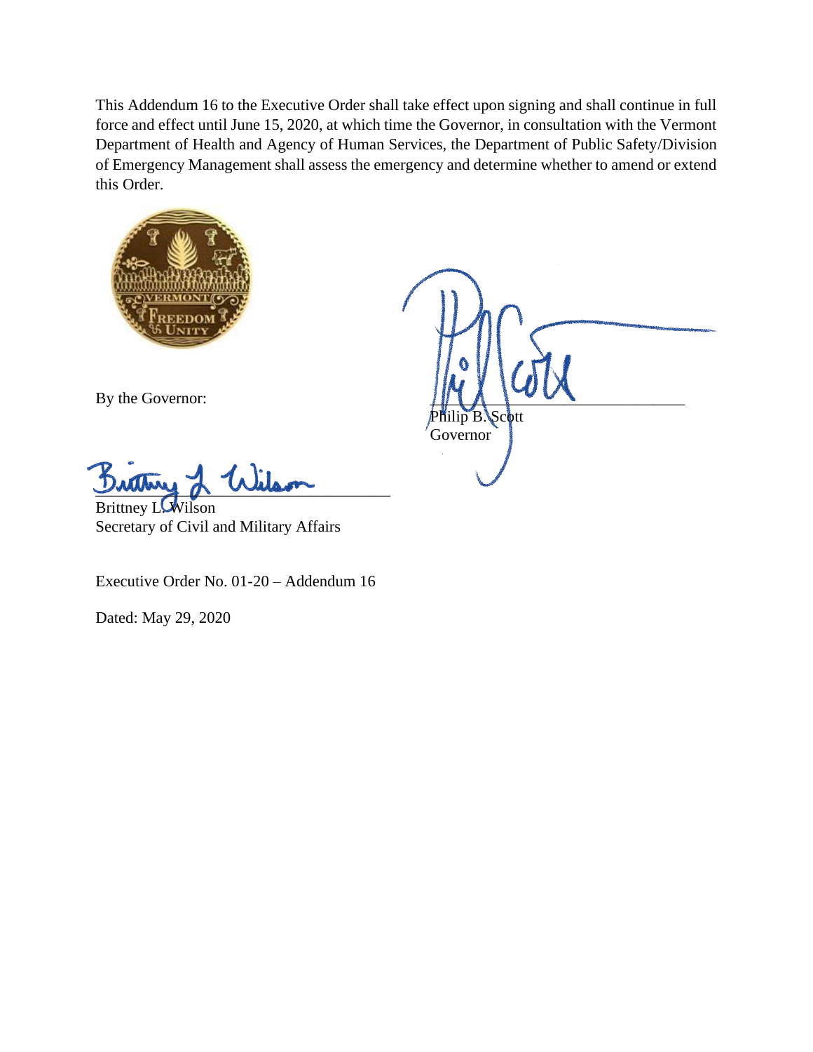This Addendum 16 to the Executive Order shall take effect upon signing and shall continue in full force and effect until June 15, 2020, at which time the Governor, in consultation with the Vermont Department of Health and Agency of Human Services, the Department of Public Safety/Division of Emergency Management shall assess the emergency and determine whether to amend or extend this Order.

By the Governor:

Philip B. Scott
Governor

Brittney L. Wilson
Secretary of Civil and Military Affairs

Executive Order No. 01-20 – Addendum 16

Dated: May 29, 2020